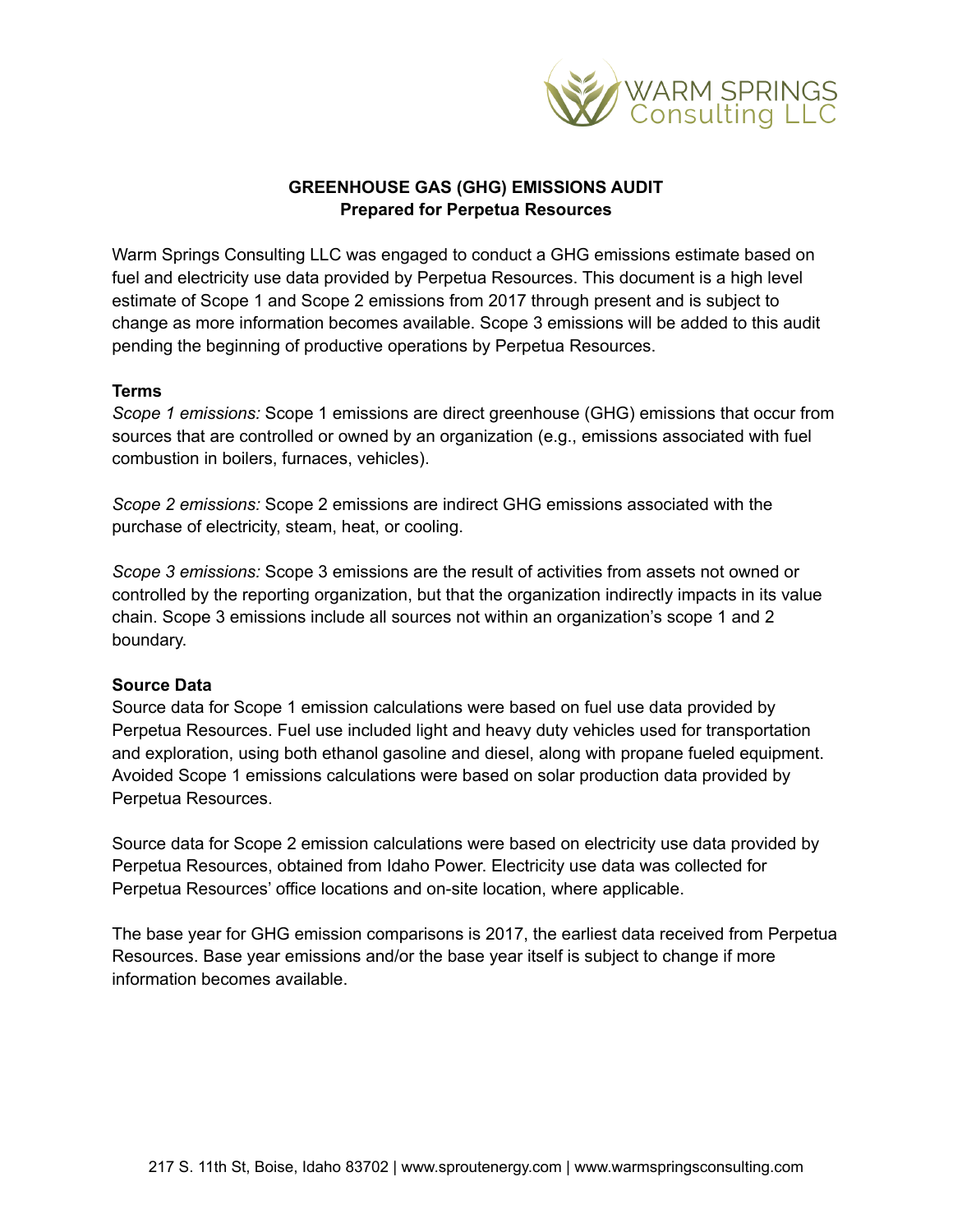# GREENHOUSE GAS (GHG) EMISSIONS AUDIT
## Prepared for Perpetua Resources

Warm Springs Consulting LLC was engaged to conduct a GHG emissions estimate based on fuel and electricity use data provided by Perpetua Resources. This document is a high level estimate of Scope 1 and Scope 2 emissions from 2017 through present and is subject to change as more information becomes available. Scope 3 emissions will be added to this audit pending the beginning of productive operations by Perpetua Resources.

### Terms

*Scope 1 emissions:* Scope 1 emissions are direct greenhouse (GHG) emissions that occur from sources that are controlled or owned by an organization (e.g., emissions associated with fuel combustion in boilers, furnaces, vehicles).

*Scope 2 emissions:* Scope 2 emissions are indirect GHG emissions associated with the purchase of electricity, steam, heat, or cooling.

*Scope 3 emissions:* Scope 3 emissions are the result of activities from assets not owned or controlled by the reporting organization, but that the organization indirectly impacts in its value chain. Scope 3 emissions include all sources not within an organization's scope 1 and 2 boundary.

### Source Data

Source data for Scope 1 emission calculations were based on fuel use data provided by Perpetua Resources. Fuel use included light and heavy duty vehicles used for transportation and exploration, using both ethanol gasoline and diesel, along with propane fueled equipment. Avoided Scope 1 emissions calculations were based on solar production data provided by Perpetua Resources.

Source data for Scope 2 emission calculations were based on electricity use data provided by Perpetua Resources, obtained from Idaho Power. Electricity use data was collected for Perpetua Resources' office locations and on-site location, where applicable.

The base year for GHG emission comparisons is 2017, the earliest data received from Perpetua Resources. Base year emissions and/or the base year itself is subject to change if more information becomes available.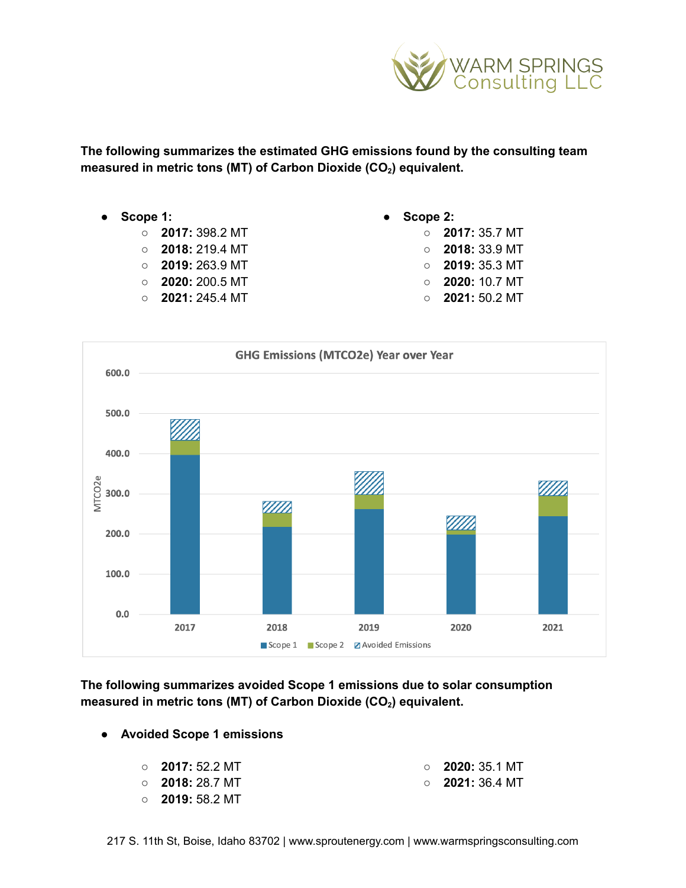**The following summarizes the estimated GHG emissions found by the consulting team measured in metric tons (MT) of Carbon Dioxide ($CO_2$) equivalent.**

- **Scope 1:**
  - **2017:** 398.2 MT
  - **2018:** 219.4 MT
  - **2019:** 263.9 MT
  - **2020:** 200.5 MT
  - **2021:** 245.4 MT
- **Scope 2:**
  - **2017:** 35.7 MT
  - **2018:** 33.9 MT
  - **2019:** 35.3 MT
  - **2020:** 10.7 MT
  - **2021:** 50.2 MT

**The following summarizes avoided Scope 1 emissions due to solar consumption measured in metric tons (MT) of Carbon Dioxide ($CO_2$) equivalent.**

- **Avoided Scope 1 emissions**
  - **2017:** 52.2 MT
  - **2018:** 28.7 MT
  - **2019:** 58.2 MT
  - **2020:** 35.1 MT
  - **2021:** 36.4 MT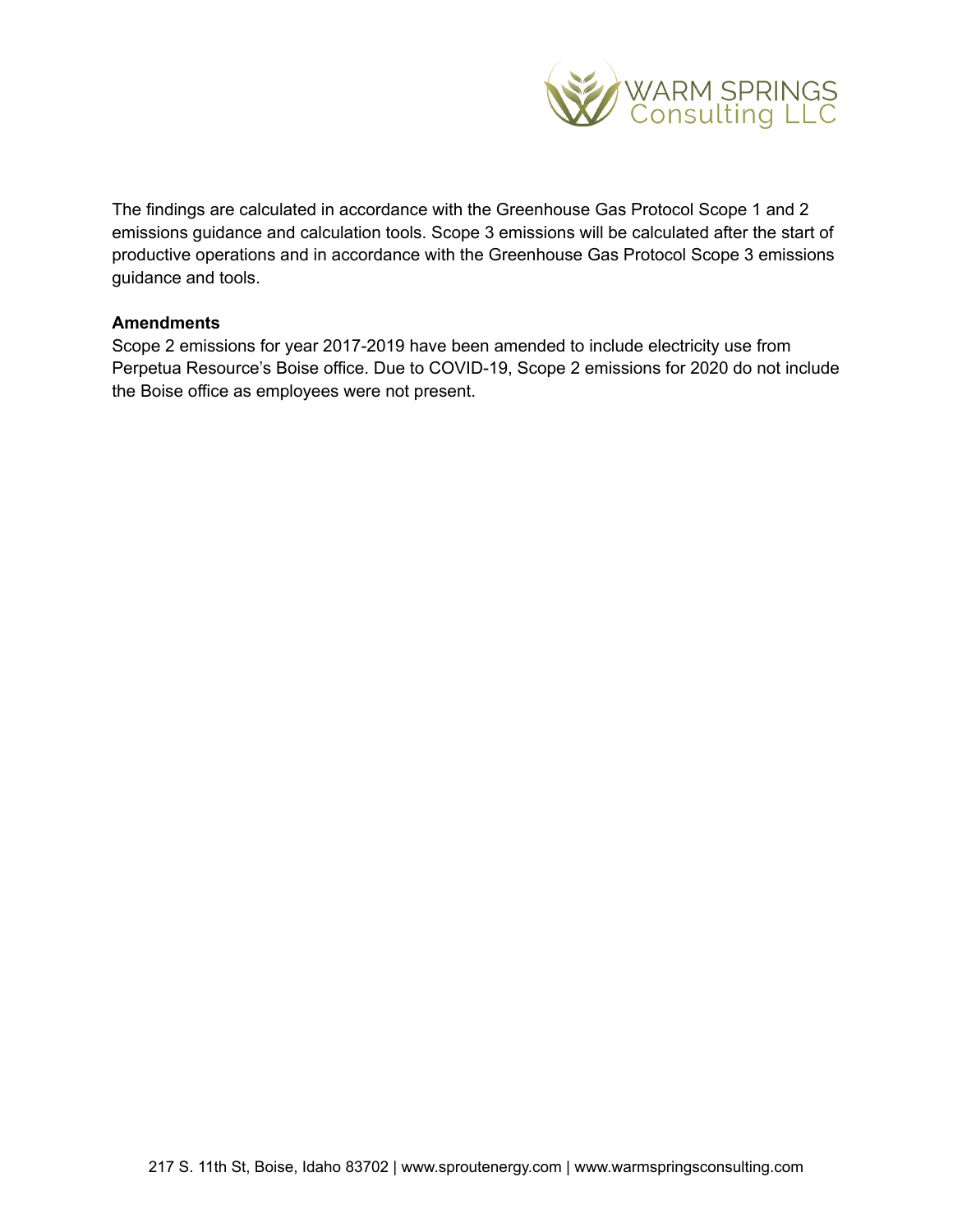The findings are calculated in accordance with the Greenhouse Gas Protocol Scope 1 and 2 emissions guidance and calculation tools. Scope 3 emissions will be calculated after the start of productive operations and in accordance with the Greenhouse Gas Protocol Scope 3 emissions guidance and tools.

**Amendments**

Scope 2 emissions for year 2017-2019 have been amended to include electricity use from Perpetua Resource's Boise office. Due to COVID-19, Scope 2 emissions for 2020 do not include the Boise office as employees were not present.